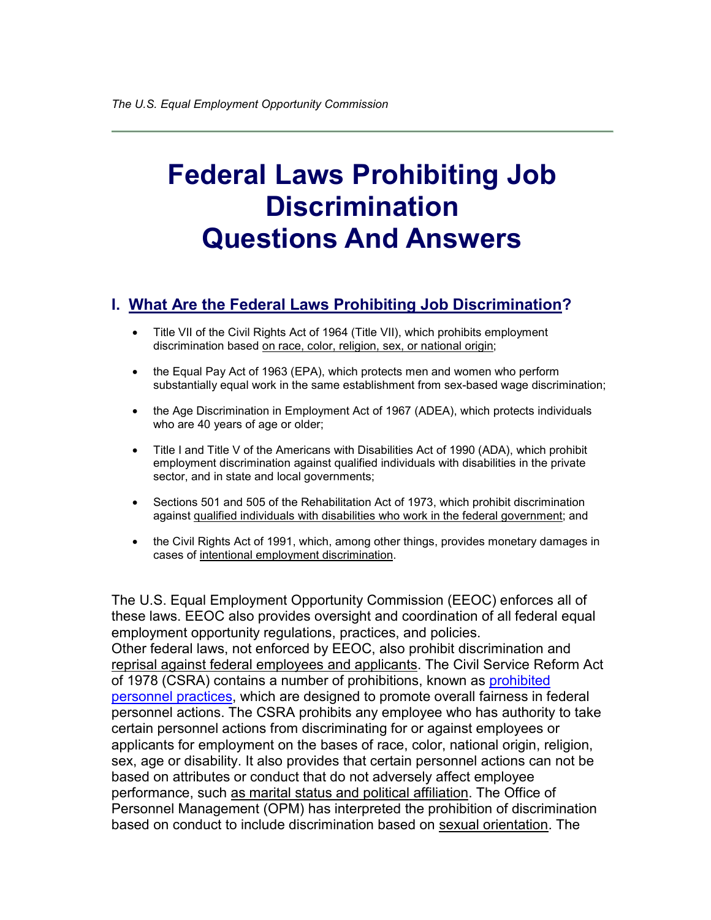*The U.S. Equal Employment Opportunity Commission*

---

# Federal Laws Prohibiting Job Discrimination Questions And Answers

## I. What Are the Federal Laws Prohibiting Job Discrimination?

- Title VII of the Civil Rights Act of 1964 (Title VII), which prohibits employment discrimination based on race, color, religion, sex, or national origin;
- the Equal Pay Act of 1963 (EPA), which protects men and women who perform substantially equal work in the same establishment from sex-based wage discrimination;
- the Age Discrimination in Employment Act of 1967 (ADEA), which protects individuals who are 40 years of age or older;
- Title I and Title V of the Americans with Disabilities Act of 1990 (ADA), which prohibit employment discrimination against qualified individuals with disabilities in the private sector, and in state and local governments;
- Sections 501 and 505 of the Rehabilitation Act of 1973, which prohibit discrimination against qualified individuals with disabilities who work in the federal government; and
- the Civil Rights Act of 1991, which, among other things, provides monetary damages in cases of intentional employment discrimination.

The U.S. Equal Employment Opportunity Commission (EEOC) enforces all of these laws. EEOC also provides oversight and coordination of all federal equal employment opportunity regulations, practices, and policies.
Other federal laws, not enforced by EEOC, also prohibit discrimination and reprisal against federal employees and applicants. The Civil Service Reform Act of 1978 (CSRA) contains a number of prohibitions, known as prohibited personnel practices, which are designed to promote overall fairness in federal personnel actions. The CSRA prohibits any employee who has authority to take certain personnel actions from discriminating for or against employees or applicants for employment on the bases of race, color, national origin, religion, sex, age or disability. It also provides that certain personnel actions can not be based on attributes or conduct that do not adversely affect employee performance, such as marital status and political affiliation. The Office of Personnel Management (OPM) has interpreted the prohibition of discrimination based on conduct to include discrimination based on sexual orientation. The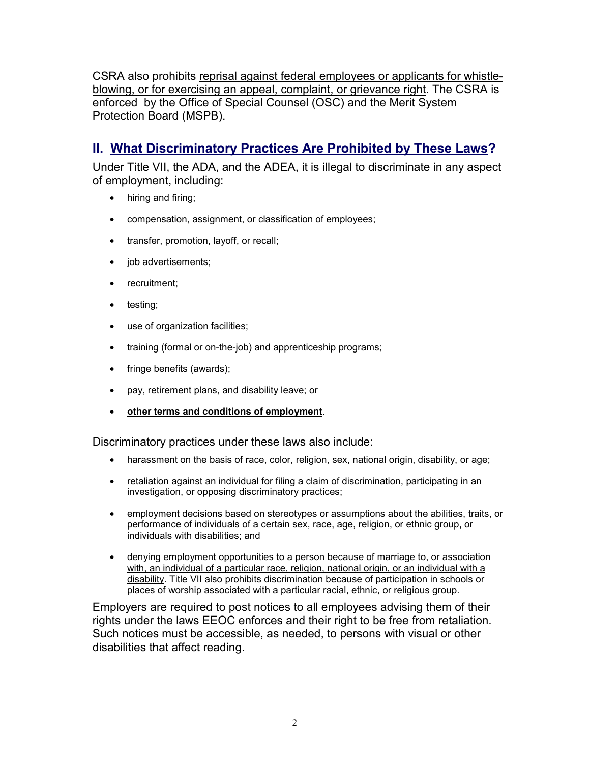CSRA also prohibits reprisal against federal employees or applicants for whistle-blowing, or for exercising an appeal, complaint, or grievance right. The CSRA is enforced by the Office of Special Counsel (OSC) and the Merit System Protection Board (MSPB).

## II. What Discriminatory Practices Are Prohibited by These Laws?

Under Title VII, the ADA, and the ADEA, it is illegal to discriminate in any aspect of employment, including:

- hiring and firing;
- compensation, assignment, or classification of employees;
- transfer, promotion, layoff, or recall;
- job advertisements;
- recruitment;
- testing;
- use of organization facilities;
- training (formal or on-the-job) and apprenticeship programs;
- fringe benefits (awards);
- pay, retirement plans, and disability leave; or
- **other terms and conditions of employment**.

Discriminatory practices under these laws also include:

- harassment on the basis of race, color, religion, sex, national origin, disability, or age;
- retaliation against an individual for filing a claim of discrimination, participating in an investigation, or opposing discriminatory practices;
- employment decisions based on stereotypes or assumptions about the abilities, traits, or performance of individuals of a certain sex, race, age, religion, or ethnic group, or individuals with disabilities; and
- denying employment opportunities to a person because of marriage to, or association with, an individual of a particular race, religion, national origin, or an individual with a disability. Title VII also prohibits discrimination because of participation in schools or places of worship associated with a particular racial, ethnic, or religious group.

Employers are required to post notices to all employees advising them of their rights under the laws EEOC enforces and their right to be free from retaliation. Such notices must be accessible, as needed, to persons with visual or other disabilities that affect reading.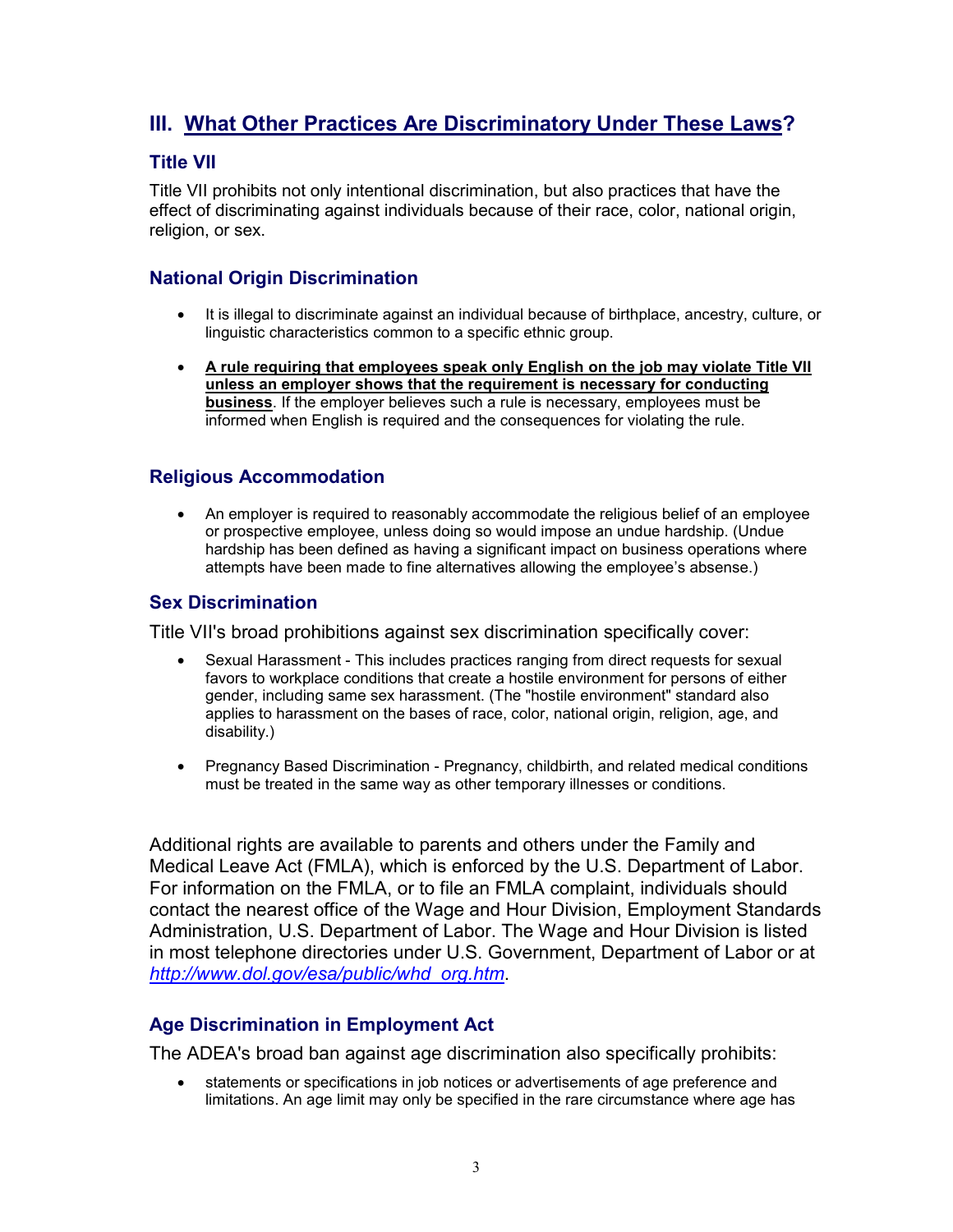## III. What Other Practices Are Discriminatory Under These Laws?

### Title VII

Title VII prohibits not only intentional discrimination, but also practices that have the effect of discriminating against individuals because of their race, color, national origin, religion, or sex.

### National Origin Discrimination

- It is illegal to discriminate against an individual because of birthplace, ancestry, culture, or linguistic characteristics common to a specific ethnic group.
- **A rule requiring that employees speak only English on the job may violate Title VII unless an employer shows that the requirement is necessary for conducting business**. If the employer believes such a rule is necessary, employees must be informed when English is required and the consequences for violating the rule.

### Religious Accommodation

- An employer is required to reasonably accommodate the religious belief of an employee or prospective employee, unless doing so would impose an undue hardship. (Undue hardship has been defined as having a significant impact on business operations where attempts have been made to fine alternatives allowing the employee's absense.)

### Sex Discrimination

Title VII's broad prohibitions against sex discrimination specifically cover:

- Sexual Harassment - This includes practices ranging from direct requests for sexual favors to workplace conditions that create a hostile environment for persons of either gender, including same sex harassment. (The "hostile environment" standard also applies to harassment on the bases of race, color, national origin, religion, age, and disability.)
- Pregnancy Based Discrimination - Pregnancy, childbirth, and related medical conditions must be treated in the same way as other temporary illnesses or conditions.

Additional rights are available to parents and others under the Family and Medical Leave Act (FMLA), which is enforced by the U.S. Department of Labor. For information on the FMLA, or to file an FMLA complaint, individuals should contact the nearest office of the Wage and Hour Division, Employment Standards Administration, U.S. Department of Labor. The Wage and Hour Division is listed in most telephone directories under U.S. Government, Department of Labor or at *http://www.dol.gov/esa/public/whd_org.htm*.

### Age Discrimination in Employment Act

The ADEA's broad ban against age discrimination also specifically prohibits:

- statements or specifications in job notices or advertisements of age preference and limitations. An age limit may only be specified in the rare circumstance where age has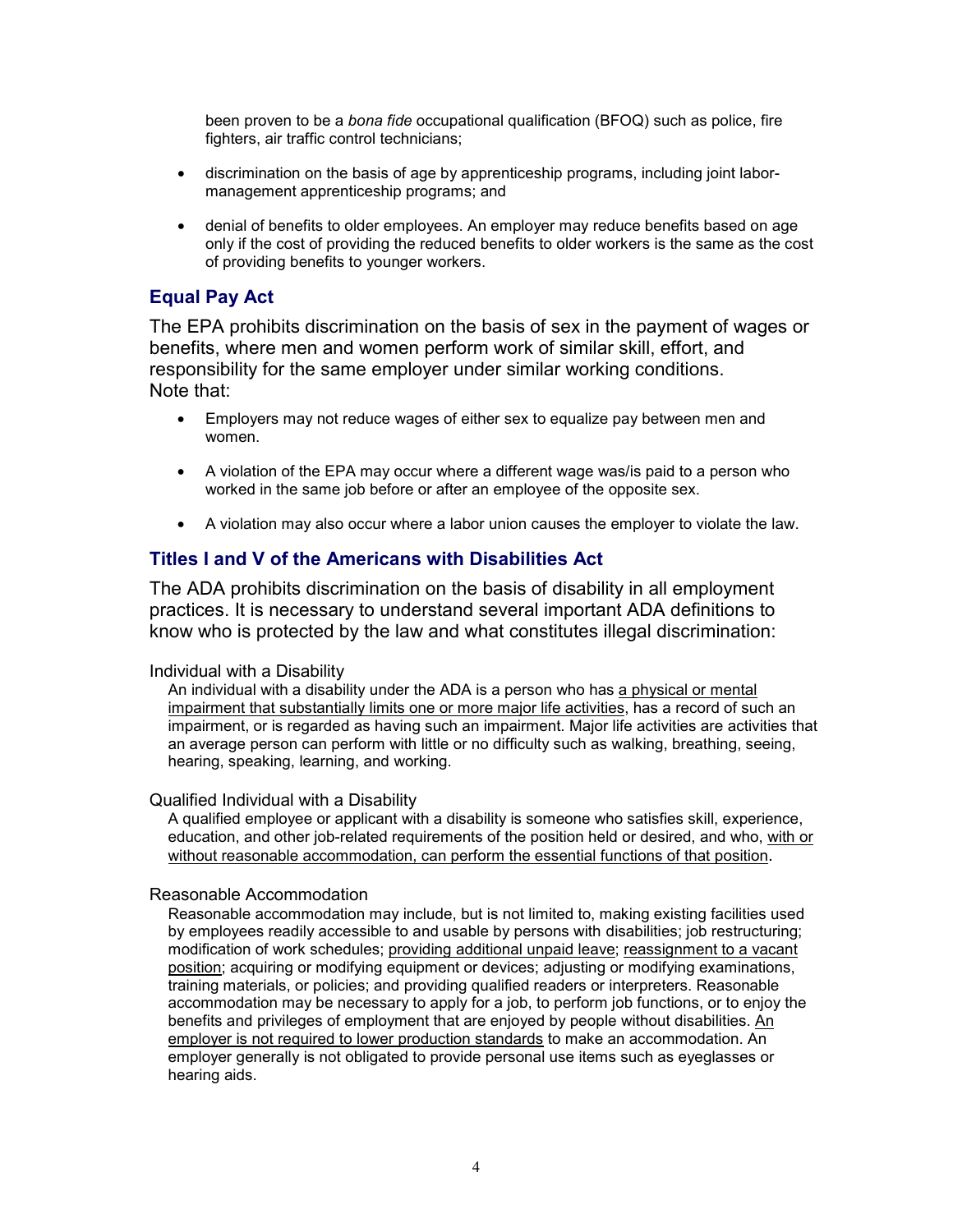been proven to be a *bona fide* occupational qualification (BFOQ) such as police, fire fighters, air traffic control technicians;

- discrimination on the basis of age by apprenticeship programs, including joint labor-management apprenticeship programs; and
- denial of benefits to older employees. An employer may reduce benefits based on age only if the cost of providing the reduced benefits to older workers is the same as the cost of providing benefits to younger workers.

## Equal Pay Act

The EPA prohibits discrimination on the basis of sex in the payment of wages or benefits, where men and women perform work of similar skill, effort, and responsibility for the same employer under similar working conditions.
Note that:

- Employers may not reduce wages of either sex to equalize pay between men and women.
- A violation of the EPA may occur where a different wage was/is paid to a person who worked in the same job before or after an employee of the opposite sex.
- A violation may also occur where a labor union causes the employer to violate the law.

## Titles I and V of the Americans with Disabilities Act

The ADA prohibits discrimination on the basis of disability in all employment practices. It is necessary to understand several important ADA definitions to know who is protected by the law and what constitutes illegal discrimination:

Individual with a Disability

An individual with a disability under the ADA is a person who has a physical or mental impairment that substantially limits one or more major life activities, has a record of such an impairment, or is regarded as having such an impairment. Major life activities are activities that an average person can perform with little or no difficulty such as walking, breathing, seeing, hearing, speaking, learning, and working.

Qualified Individual with a Disability

A qualified employee or applicant with a disability is someone who satisfies skill, experience, education, and other job-related requirements of the position held or desired, and who, with or without reasonable accommodation, can perform the essential functions of that position.

Reasonable Accommodation

Reasonable accommodation may include, but is not limited to, making existing facilities used by employees readily accessible to and usable by persons with disabilities; job restructuring; modification of work schedules; providing additional unpaid leave; reassignment to a vacant position; acquiring or modifying equipment or devices; adjusting or modifying examinations, training materials, or policies; and providing qualified readers or interpreters. Reasonable accommodation may be necessary to apply for a job, to perform job functions, or to enjoy the benefits and privileges of employment that are enjoyed by people without disabilities. An employer is not required to lower production standards to make an accommodation. An employer generally is not obligated to provide personal use items such as eyeglasses or hearing aids.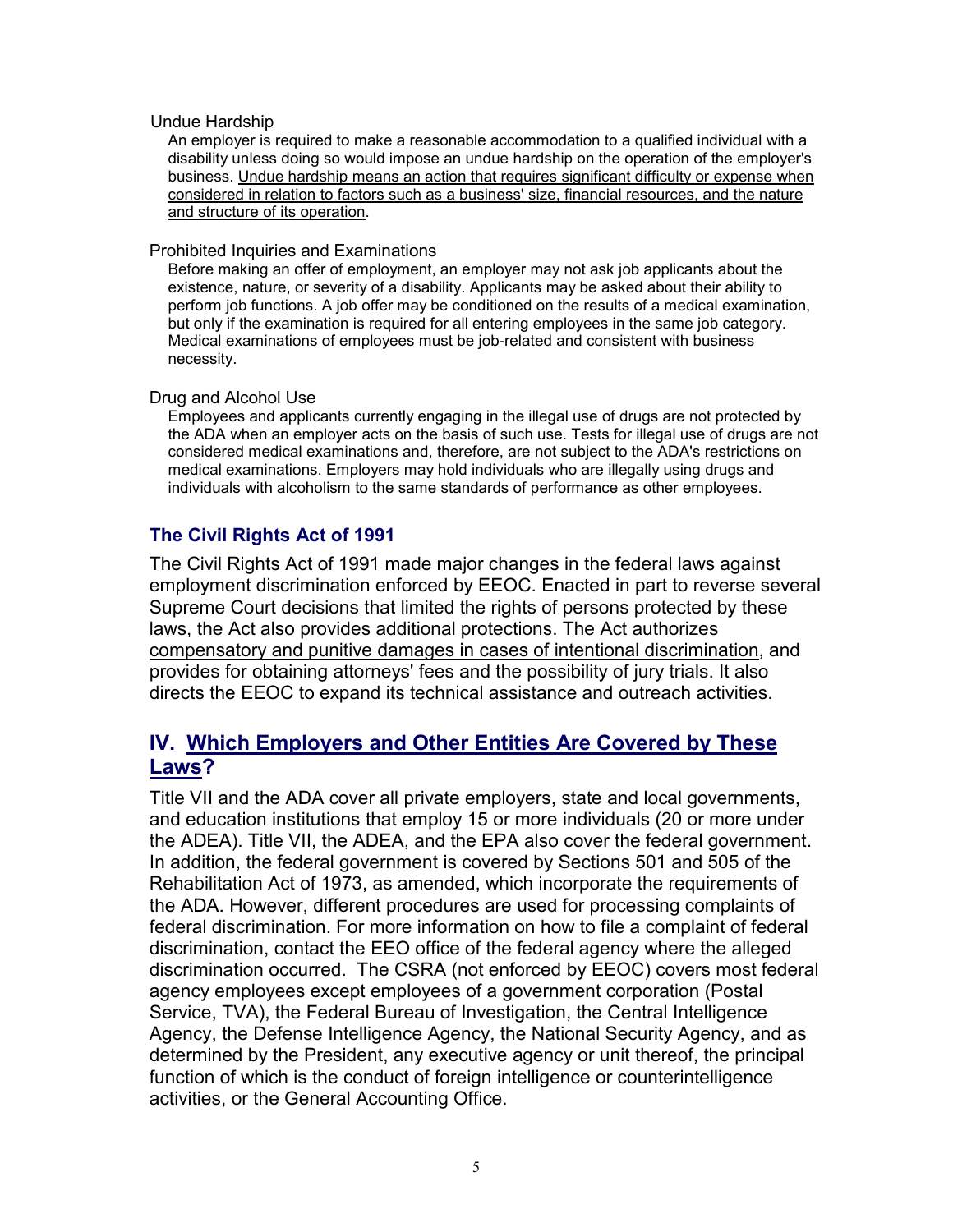#### Undue Hardship

An employer is required to make a reasonable accommodation to a qualified individual with a disability unless doing so would impose an undue hardship on the operation of the employer's business. Undue hardship means an action that requires significant difficulty or expense when considered in relation to factors such as a business' size, financial resources, and the nature and structure of its operation.

#### Prohibited Inquiries and Examinations

Before making an offer of employment, an employer may not ask job applicants about the existence, nature, or severity of a disability. Applicants may be asked about their ability to perform job functions. A job offer may be conditioned on the results of a medical examination, but only if the examination is required for all entering employees in the same job category. Medical examinations of employees must be job-related and consistent with business necessity.

#### Drug and Alcohol Use

Employees and applicants currently engaging in the illegal use of drugs are not protected by the ADA when an employer acts on the basis of such use. Tests for illegal use of drugs are not considered medical examinations and, therefore, are not subject to the ADA's restrictions on medical examinations. Employers may hold individuals who are illegally using drugs and individuals with alcoholism to the same standards of performance as other employees.

### The Civil Rights Act of 1991

The Civil Rights Act of 1991 made major changes in the federal laws against employment discrimination enforced by EEOC. Enacted in part to reverse several Supreme Court decisions that limited the rights of persons protected by these laws, the Act also provides additional protections. The Act authorizes compensatory and punitive damages in cases of intentional discrimination, and provides for obtaining attorneys' fees and the possibility of jury trials. It also directs the EEOC to expand its technical assistance and outreach activities.

## IV. Which Employers and Other Entities Are Covered by These Laws?

Title VII and the ADA cover all private employers, state and local governments, and education institutions that employ 15 or more individuals (20 or more under the ADEA). Title VII, the ADEA, and the EPA also cover the federal government. In addition, the federal government is covered by Sections 501 and 505 of the Rehabilitation Act of 1973, as amended, which incorporate the requirements of the ADA. However, different procedures are used for processing complaints of federal discrimination. For more information on how to file a complaint of federal discrimination, contact the EEO office of the federal agency where the alleged discrimination occurred. The CSRA (not enforced by EEOC) covers most federal agency employees except employees of a government corporation (Postal Service, TVA), the Federal Bureau of Investigation, the Central Intelligence Agency, the Defense Intelligence Agency, the National Security Agency, and as determined by the President, any executive agency or unit thereof, the principal function of which is the conduct of foreign intelligence or counterintelligence activities, or the General Accounting Office.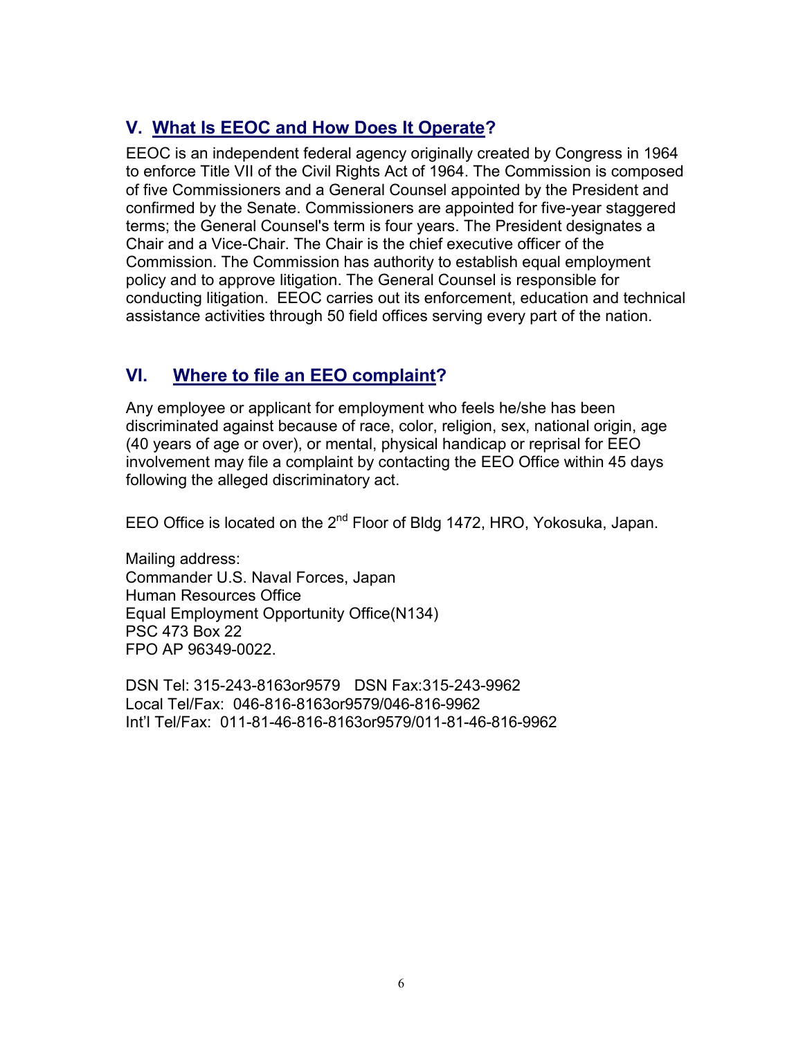## V. What Is EEOC and How Does It Operate?

EEOC is an independent federal agency originally created by Congress in 1964 to enforce Title VII of the Civil Rights Act of 1964. The Commission is composed of five Commissioners and a General Counsel appointed by the President and confirmed by the Senate. Commissioners are appointed for five-year staggered terms; the General Counsel's term is four years. The President designates a Chair and a Vice-Chair. The Chair is the chief executive officer of the Commission. The Commission has authority to establish equal employment policy and to approve litigation. The General Counsel is responsible for conducting litigation. EEOC carries out its enforcement, education and technical assistance activities through 50 field offices serving every part of the nation.

## VI. Where to file an EEO complaint?

Any employee or applicant for employment who feels he/she has been discriminated against because of race, color, religion, sex, national origin, age (40 years of age or over), or mental, physical handicap or reprisal for EEO involvement may file a complaint by contacting the EEO Office within 45 days following the alleged discriminatory act.

EEO Office is located on the 2nd Floor of Bldg 1472, HRO, Yokosuka, Japan.

Mailing address:
Commander U.S. Naval Forces, Japan
Human Resources Office
Equal Employment Opportunity Office(N134)
PSC 473 Box 22
FPO AP 96349-0022.

DSN Tel: 315-243-8163or9579 DSN Fax:315-243-9962
Local Tel/Fax: 046-816-8163or9579/046-816-9962
Int'l Tel/Fax: 011-81-46-816-8163or9579/011-81-46-816-9962